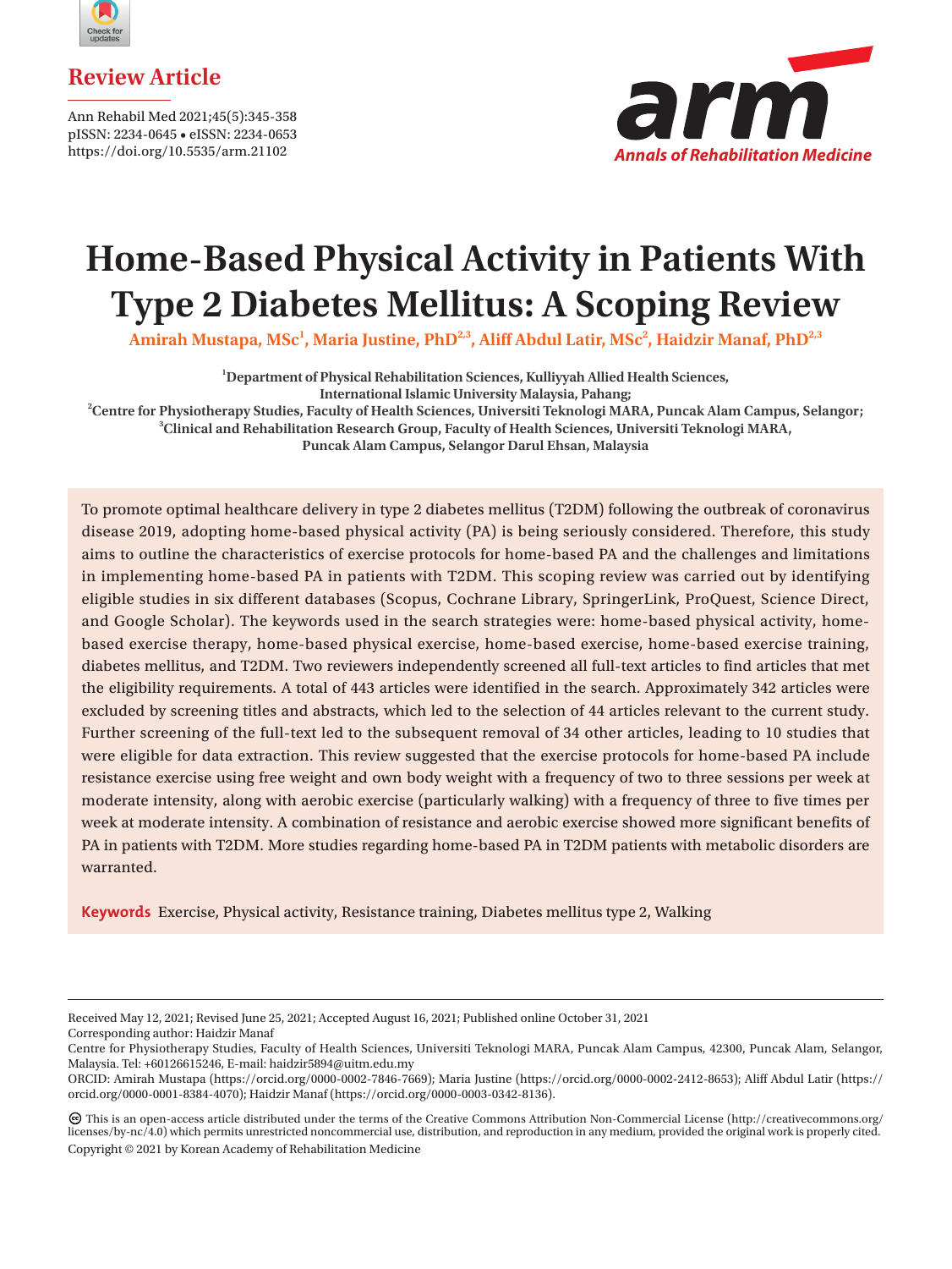Review Article

Ann Rehabil Med 2021;45(5):345-358
pISSN: 2234-0645 • eISSN: 2234-0653
https://doi.org/10.5535/arm.21102

# Home-Based Physical Activity in Patients With Type 2 Diabetes Mellitus: A Scoping Review

**Amirah Mustapa, MSc[1], Maria Justine, PhD[2,3], Aliff Abdul Latir, MSc[2], Haidzir Manaf, PhD[2,3]**

[1]Department of Physical Rehabilitation Sciences, Kulliyyah Allied Health Sciences, International Islamic University Malaysia, Pahang;
[2]Centre for Physiotherapy Studies, Faculty of Health Sciences, Universiti Teknologi MARA, Puncak Alam Campus, Selangor;
[3]Clinical and Rehabilitation Research Group, Faculty of Health Sciences, Universiti Teknologi MARA, Puncak Alam Campus, Selangor Darul Ehsan, Malaysia

To promote optimal healthcare delivery in type 2 diabetes mellitus (T2DM) following the outbreak of coronavirus disease 2019, adopting home-based physical activity (PA) is being seriously considered. Therefore, this study aims to outline the characteristics of exercise protocols for home-based PA and the challenges and limitations in implementing home-based PA in patients with T2DM. This scoping review was carried out by identifying eligible studies in six different databases (Scopus, Cochrane Library, SpringerLink, ProQuest, Science Direct, and Google Scholar). The keywords used in the search strategies were: home-based physical activity, home-based exercise therapy, home-based physical exercise, home-based exercise, home-based exercise training, diabetes mellitus, and T2DM. Two reviewers independently screened all full-text articles to find articles that met the eligibility requirements. A total of 443 articles were identified in the search. Approximately 342 articles were excluded by screening titles and abstracts, which led to the selection of 44 articles relevant to the current study. Further screening of the full-text led to the subsequent removal of 34 other articles, leading to 10 studies that were eligible for data extraction. This review suggested that the exercise protocols for home-based PA include resistance exercise using free weight and own body weight with a frequency of two to three sessions per week at moderate intensity, along with aerobic exercise (particularly walking) with a frequency of three to five times per week at moderate intensity. A combination of resistance and aerobic exercise showed more significant benefits of PA in patients with T2DM. More studies regarding home-based PA in T2DM patients with metabolic disorders are warranted.

**Keywords** Exercise, Physical activity, Resistance training, Diabetes mellitus type 2, Walking

---

Received May 12, 2021; Revised June 25, 2021; Accepted August 16, 2021; Published online October 31, 2021
Corresponding author: Haidzir Manaf
Centre for Physiotherapy Studies, Faculty of Health Sciences, Universiti Teknologi MARA, Puncak Alam Campus, 42300, Puncak Alam, Selangor, Malaysia. Tel: +60126615246, E-mail: haidzir5894@uitm.edu.my
ORCID: Amirah Mustapa (https://orcid.org/0000-0002-7846-7669); Maria Justine (https://orcid.org/0000-0002-2412-8653); Aliff Abdul Latir (https://orcid.org/0000-0001-8384-4070); Haidzir Manaf (https://orcid.org/0000-0003-0342-8136).

This is an open-access article distributed under the terms of the Creative Commons Attribution Non-Commercial License (http://creativecommons.org/licenses/by-nc/4.0) which permits unrestricted noncommercial use, distribution, and reproduction in any medium, provided the original work is properly cited.
Copyright © 2021 by Korean Academy of Rehabilitation Medicine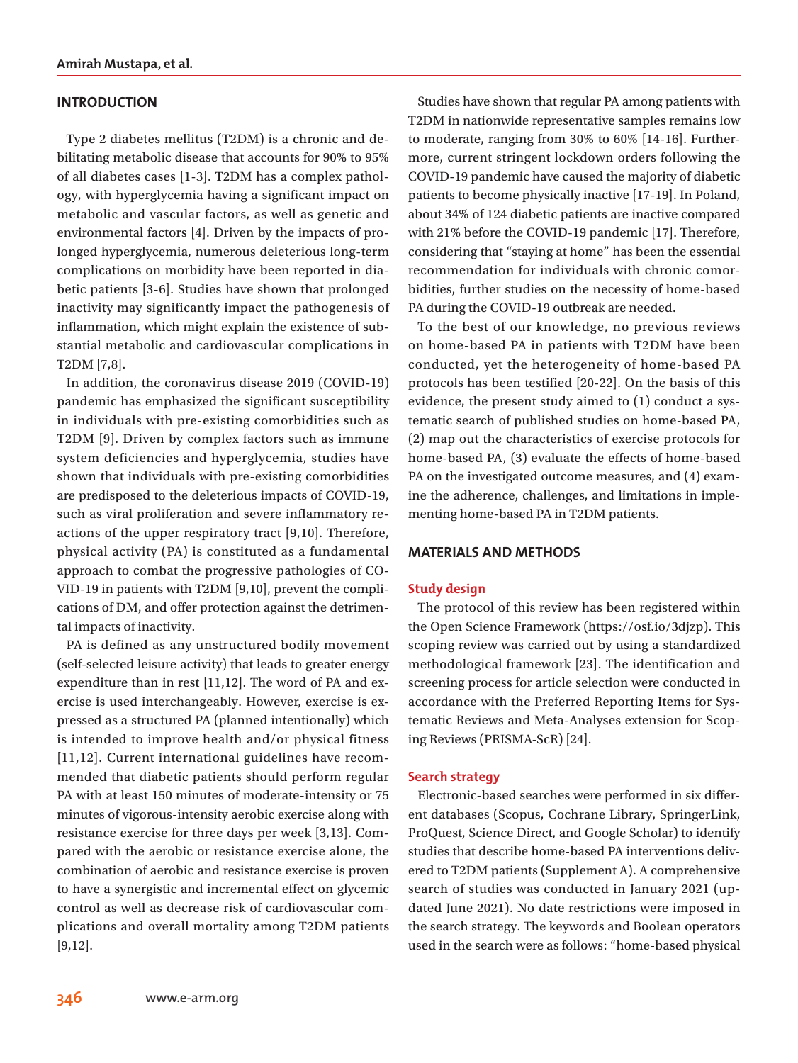## INTRODUCTION

Type 2 diabetes mellitus (T2DM) is a chronic and debilitating metabolic disease that accounts for 90% to 95% of all diabetes cases [1-3]. T2DM has a complex pathology, with hyperglycemia having a significant impact on metabolic and vascular factors, as well as genetic and environmental factors [4]. Driven by the impacts of prolonged hyperglycemia, numerous deleterious long-term complications on morbidity have been reported in diabetic patients [3-6]. Studies have shown that prolonged inactivity may significantly impact the pathogenesis of inflammation, which might explain the existence of substantial metabolic and cardiovascular complications in T2DM [7,8].

In addition, the coronavirus disease 2019 (COVID-19) pandemic has emphasized the significant susceptibility in individuals with pre-existing comorbidities such as T2DM [9]. Driven by complex factors such as immune system deficiencies and hyperglycemia, studies have shown that individuals with pre-existing comorbidities are predisposed to the deleterious impacts of COVID-19, such as viral proliferation and severe inflammatory reactions of the upper respiratory tract [9,10]. Therefore, physical activity (PA) is constituted as a fundamental approach to combat the progressive pathologies of COVID-19 in patients with T2DM [9,10], prevent the complications of DM, and offer protection against the detrimental impacts of inactivity.

PA is defined as any unstructured bodily movement (self-selected leisure activity) that leads to greater energy expenditure than in rest [11,12]. The word of PA and exercise is used interchangeably. However, exercise is expressed as a structured PA (planned intentionally) which is intended to improve health and/or physical fitness [11,12]. Current international guidelines have recommended that diabetic patients should perform regular PA with at least 150 minutes of moderate-intensity or 75 minutes of vigorous-intensity aerobic exercise along with resistance exercise for three days per week [3,13]. Compared with the aerobic or resistance exercise alone, the combination of aerobic and resistance exercise is proven to have a synergistic and incremental effect on glycemic control as well as decrease risk of cardiovascular complications and overall mortality among T2DM patients [9,12].

Studies have shown that regular PA among patients with T2DM in nationwide representative samples remains low to moderate, ranging from 30% to 60% [14-16]. Furthermore, current stringent lockdown orders following the COVID-19 pandemic have caused the majority of diabetic patients to become physically inactive [17-19]. In Poland, about 34% of 124 diabetic patients are inactive compared with 21% before the COVID-19 pandemic [17]. Therefore, considering that "staying at home" has been the essential recommendation for individuals with chronic comorbidities, further studies on the necessity of home-based PA during the COVID-19 outbreak are needed.

To the best of our knowledge, no previous reviews on home-based PA in patients with T2DM have been conducted, yet the heterogeneity of home-based PA protocols has been testified [20-22]. On the basis of this evidence, the present study aimed to (1) conduct a systematic search of published studies on home-based PA, (2) map out the characteristics of exercise protocols for home-based PA, (3) evaluate the effects of home-based PA on the investigated outcome measures, and (4) examine the adherence, challenges, and limitations in implementing home-based PA in T2DM patients.

## MATERIALS AND METHODS

### Study design

The protocol of this review has been registered within the Open Science Framework (https://osf.io/3djzp). This scoping review was carried out by using a standardized methodological framework [23]. The identification and screening process for article selection were conducted in accordance with the Preferred Reporting Items for Systematic Reviews and Meta-Analyses extension for Scoping Reviews (PRISMA-ScR) [24].

### Search strategy

Electronic-based searches were performed in six different databases (Scopus, Cochrane Library, SpringerLink, ProQuest, Science Direct, and Google Scholar) to identify studies that describe home-based PA interventions delivered to T2DM patients (Supplement A). A comprehensive search of studies was conducted in January 2021 (updated June 2021). No date restrictions were imposed in the search strategy. The keywords and Boolean operators used in the search were as follows: "home-based physical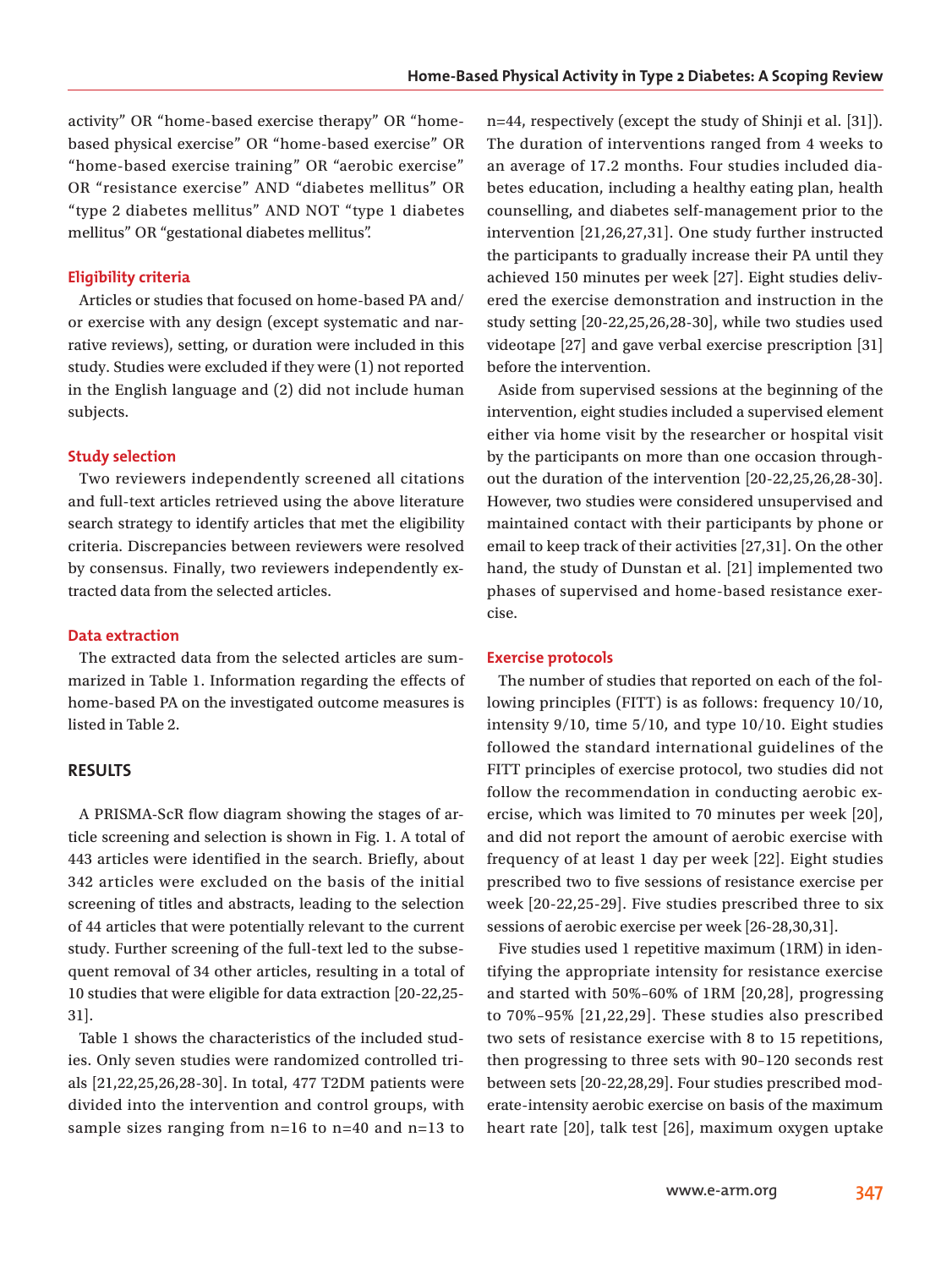activity" OR "home-based exercise therapy" OR "home-based physical exercise" OR "home-based exercise" OR "home-based exercise training" OR "aerobic exercise" OR "resistance exercise" AND "diabetes mellitus" OR "type 2 diabetes mellitus" AND NOT "type 1 diabetes mellitus" OR "gestational diabetes mellitus".

### Eligibility criteria

Articles or studies that focused on home-based PA and/or exercise with any design (except systematic and narrative reviews), setting, or duration were included in this study. Studies were excluded if they were (1) not reported in the English language and (2) did not include human subjects.

### Study selection

Two reviewers independently screened all citations and full-text articles retrieved using the above literature search strategy to identify articles that met the eligibility criteria. Discrepancies between reviewers were resolved by consensus. Finally, two reviewers independently extracted data from the selected articles.

### Data extraction

The extracted data from the selected articles are summarized in Table 1. Information regarding the effects of home-based PA on the investigated outcome measures is listed in Table 2.

## RESULTS

A PRISMA-ScR flow diagram showing the stages of article screening and selection is shown in Fig. 1. A total of 443 articles were identified in the search. Briefly, about 342 articles were excluded on the basis of the initial screening of titles and abstracts, leading to the selection of 44 articles that were potentially relevant to the current study. Further screening of the full-text led to the subsequent removal of 34 other articles, resulting in a total of 10 studies that were eligible for data extraction [20-22,25-31].

Table 1 shows the characteristics of the included studies. Only seven studies were randomized controlled trials [21,22,25,26,28-30]. In total, 477 T2DM patients were divided into the intervention and control groups, with sample sizes ranging from n=16 to n=40 and n=13 to n=44, respectively (except the study of Shinji et al. [31]). The duration of interventions ranged from 4 weeks to an average of 17.2 months. Four studies included diabetes education, including a healthy eating plan, health counselling, and diabetes self-management prior to the intervention [21,26,27,31]. One study further instructed the participants to gradually increase their PA until they achieved 150 minutes per week [27]. Eight studies delivered the exercise demonstration and instruction in the study setting [20-22,25,26,28-30], while two studies used videotape [27] and gave verbal exercise prescription [31] before the intervention.

Aside from supervised sessions at the beginning of the intervention, eight studies included a supervised element either via home visit by the researcher or hospital visit by the participants on more than one occasion throughout the duration of the intervention [20-22,25,26,28-30]. However, two studies were considered unsupervised and maintained contact with their participants by phone or email to keep track of their activities [27,31]. On the other hand, the study of Dunstan et al. [21] implemented two phases of supervised and home-based resistance exercise.

### Exercise protocols

The number of studies that reported on each of the following principles (FITT) is as follows: frequency 10/10, intensity 9/10, time 5/10, and type 10/10. Eight studies followed the standard international guidelines of the FITT principles of exercise protocol, two studies did not follow the recommendation in conducting aerobic exercise, which was limited to 70 minutes per week [20], and did not report the amount of aerobic exercise with frequency of at least 1 day per week [22]. Eight studies prescribed two to five sessions of resistance exercise per week [20-22,25-29]. Five studies prescribed three to six sessions of aerobic exercise per week [26-28,30,31].

Five studies used 1 repetitive maximum (1RM) in identifying the appropriate intensity for resistance exercise and started with 50%–60% of 1RM [20,28], progressing to 70%–95% [21,22,29]. These studies also prescribed two sets of resistance exercise with 8 to 15 repetitions, then progressing to three sets with 90–120 seconds rest between sets [20-22,28,29]. Four studies prescribed moderate-intensity aerobic exercise on basis of the maximum heart rate [20], talk test [26], maximum oxygen uptake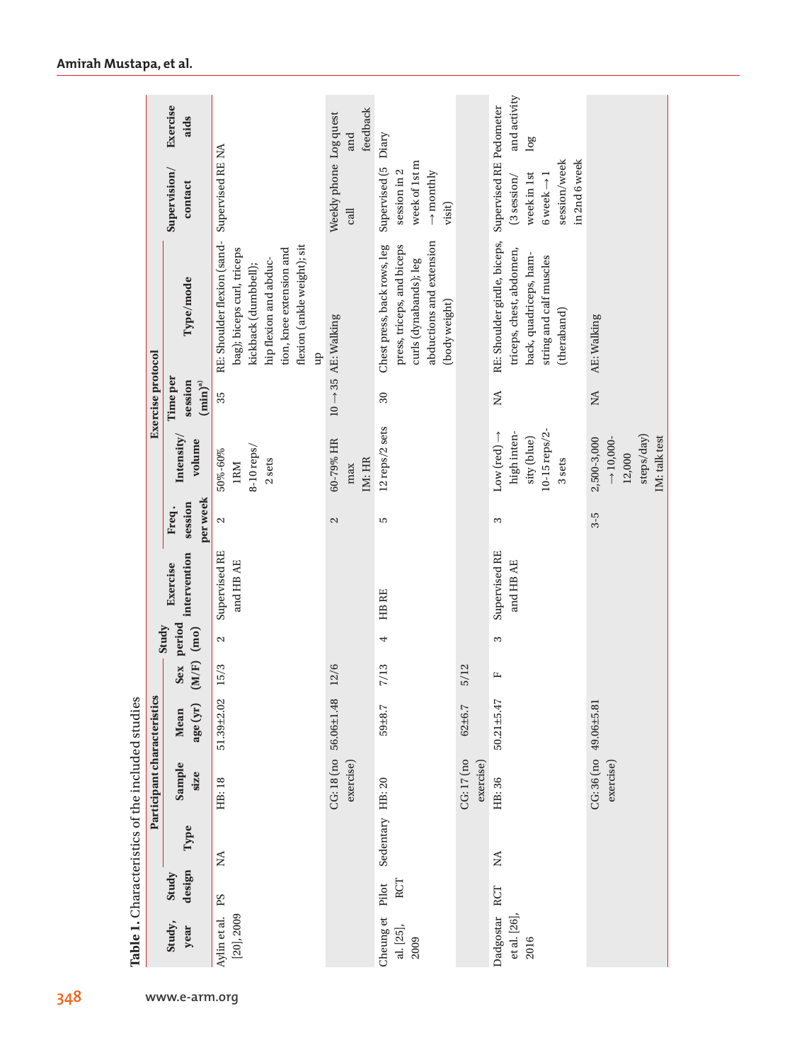**Table 1.** Characteristics of the included studies

| Study, year | Study design | Participant characteristics | | | | | Study period (mo) | Exercise intervention | Exercise protocol | | | | Supervision/ contact | Exercise aids |
|---|---|---|---|---|---|---|---|---|---|---|---|---|---|---|
| | | Type | Sample size | Mean age (yr) | Sex (M/F) | | | | Freq. session per week | Intensity/ volume | Time per session (min)[a)] | Type/mode | | |
| Aylin et al. [20], 2009 | PS | NA | HB: 18 | 51.39±2.02 | 15/3 | | 2 | Supervised RE and HB AE | 2 | 50%-60% 1RM 8-10 reps/ 2 sets | 35 | RE: Shoulder flexion (sand-bag); biceps curl, triceps kickback (dumbbell); hip flexion and abduction, knee extension and flexion (ankle weight); sit up | Supervised RE | NA |
| | | | CG: 18 (no exercise) | 56.06±1.48 | 12/6 | | | | 2 | 60-79% HR max IM: HR | 10 → 35 | AE: Walking | Weekly phone call | Log quest and feedback |
| Cheung et al. [25], 2009 | Pilot RCT | Sedentary | HB: 20 | 59±8.7 | 7/13 | | 4 | HB RE | 5 | 12 reps/2 sets | 30 | Chest press, back rows, leg press, triceps, and biceps curls (dynabands); leg abductions and extension (body weight) | Supervised (5 session in 2 week of 1st m → monthly visit) | Diary |
| | | | CG: 17 (no exercise) | 62±6.7 | 5/12 | | | | | | | | | |
| Dadgostar et al. [26], 2016 | RCT | NA | HB: 36 | 50.21±5.47 | F | | 3 | Supervised RE and HB AE | 3 | Low (red) → high intensity (blue) 10-15 reps/2-3 sets | NA | RE: Shoulder girdle, biceps, triceps, chest, abdomen, back, quadriceps, hamstring and calf muscles (theraband) | Supervised RE (3 session/ week in 1st 6 week → 1 session/week in 2nd 6 week | Pedometer and activity log |
| | | | CG: 36 (no exercise) | 49.06±5.81 | | | | | 3-5 | 2,500-3,000 → 10,000-12,000 steps/day) IM: talk test | NA | AE: Walking | | |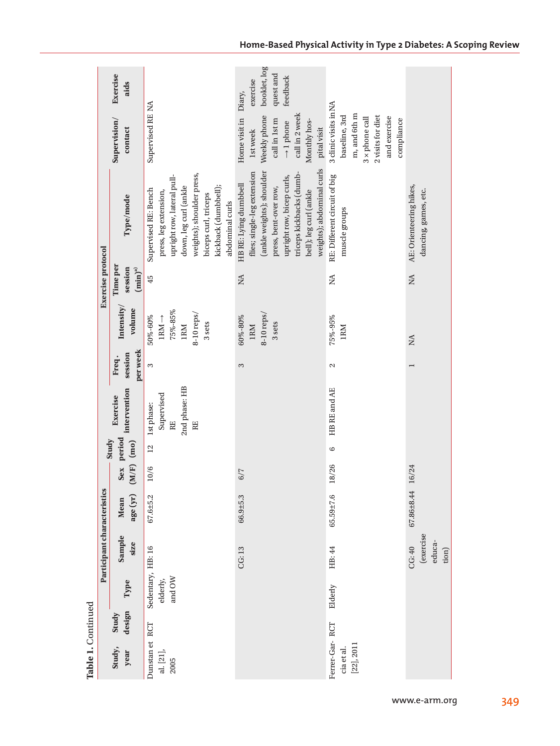**Table 1. Continued**

| Study, year | Study design | Participant characteristics | | | | Study period (mo) | Exercise intervention | Exercise protocol | | | | Supervision/contact | Exercise aids |
|---|---|---|---|---|---|---|---|---|---|---|---|---|---|
| | | Type | Sample size | Mean age (yr) | Sex (M/F) | | | Freq. session per week | Intensity/volume | Time per session (min)[a] | Type/mode | | |
| Dunstan et al. [21], 2005 | RCT | Sedentary, elderly, and OW | HB: 16 | 67.6±5.2 | 10/6 | 12 | 1st phase: Supervised RE 2nd phase: HB RE | 3 | 50%-60% 1RM → 75%-85% 1RM 8-10 reps/3 sets | 45 | Supervised RE: Bench press, leg extension, upright row, lateral pull-down, leg curl (ankle weights); shoulder press, biceps curl, triceps kickback (dumbbell); abdominal curls | Supervised RE | NA |
| | | | CG: 13 | 66.9±5.3 | 6/7 | | | 3 | 60%-80% 1RM 8-10 reps/3 sets | NA | HB RE: Lying dumbbell flies; single-leg extension (ankle weights); shoulder press, bent-over row, upright row, bicep curls, triceps kickbacks (dumbbell); leg curl (ankle weights); abdominal curls | Home visit in 1st week Weekly phone call in 1st m → 1 phone call in 2 week Monthly hospital visit | Diary, exercise booklet, log quest and feedback |
| Ferrer-García et al. [22], 2011 | RCT | Elderly | HB: 44 | 65.59±7.6 | 18/26 | 6 | HB RE and AE | 2 | 75%-95% 1RM | NA | RE: Different circuit of big muscle groups | 3 clinic visits in baseline, 3rd m, and 6th m 3 × phone call 2 visits for diet and exercise compliance | NA |
| | | | CG: 40 (exercise education) | 67.86±8.44 | 16/24 | | | 1 | NA | NA | AE: Orienteering hikes, dancing, games, etc. | | |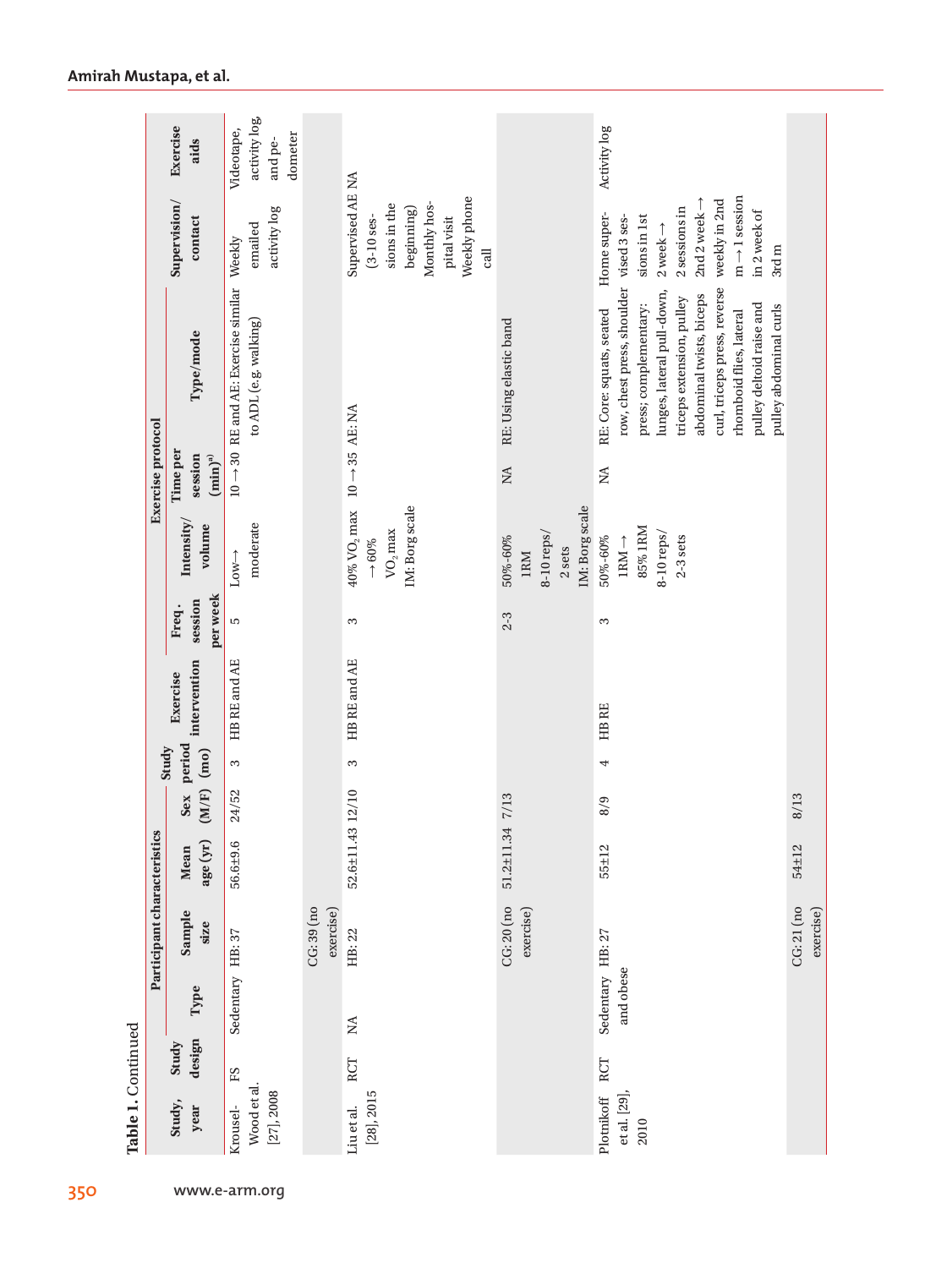Table 1. Continued

| Study, year | Study design | Participant characteristics | | | | Study period (mo) | Exercise intervention | Exercise protocol | | | | Supervision/ contact | Exercise aids |
|---|---|---|---|---|---|---|---|---|---|---|---|---|---|
| | | Type | Sample size | Mean age (yr) | Sex (M/F) | | | Freq. session per week | Intensity/ volume | Time per session (min)[a)] | Type/mode | | |
| Krousel-Wood et al. [27], 2008 | FS | Sedentary | HB: 37 | 56.6±9.6 | 24/52 | 3 | HB RE and AE | 5 | Low→ moderate | 10→30 | RE and AE: Exercise similar to ADL (e.g. walking) | Weekly emailed activity log | Videotape, activity log, and pedometer |
| | | | CG: 39 (no exercise) | | | | | | | | | | |
| Liu et al. [28], 2015 | RCT | NA | HB: 22 | 52.6±11.43 | 12/10 | 3 | HB RE and AE | 3 | 40% $VO_2$ max →60% $VO_2$ max IM: Borg scale | 10→35 | AE: NA | Supervised AE (3-10 sessions in the beginning) Monthly hospital visit Weekly phone call | NA |
| | | | CG: 20 (no exercise) | 51.2±11.34 | 7/13 | | | 2-3 | 50%-60% 1RM 8-10 reps/ 2 sets IM: Borg scale | NA | RE: Using elastic band | | |
| Plotnikoff et al. [29], 2010 | RCT | Sedentary and obese | HB: 27 | 55±12 | 8/9 | 4 | HB RE | 3 | 50%-60% 1RM→ 85% 1RM 8-10 reps/ 2-3 sets | NA | RE: Core: squats, seated row, chest press, shoulder press; complementary: lunges, lateral pull-down, triceps extension, pulley abdominal twists, biceps curl, triceps press, reverse rhomboid flies, lateral pulley deltoid raise and pulley abdominal curls | Home supervised 3 sessions in 1st 2 week→ 2 sessions in 2nd 2 week→ weekly in 2nd m→1 session in 2 week of 3rd m | Activity log |
| | | | CG: 21 (no exercise) | 54±12 | 8/13 | | | | | | | | |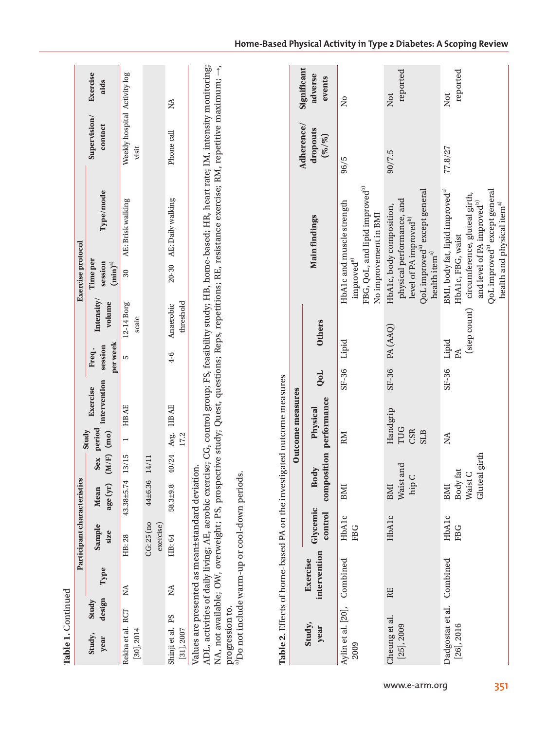**Table 1.** Continued

| Study, year | Study design | Participant characteristics | | | | | Study period (mo) | Exercise intervention | Exercise protocol | | | | Supervision/contact | Exercise aids |
|---|---|---|---|---|---|---|---|---|---|---|---|---|---|---|
| | | Type | Sample size | Mean age (yr) | Sex (M/F) | | | | Freq. session per week | Intensity/volume | Time per session (min)[a] | Type/mode | | |
| Rekha et al. [30], 2014 | RCT | NA | HB: 28 | 43.38±5.74 | 13/15 | | 1 | HB AE | 5 | 12-14 Borg scale | 30 | AE: Brisk walking | Weekly hospital visit | Activity log |
| | | | CG: 25 (no exercise) | 44±6.36 | 14/11 | | | | | | | | | |
| Shinji et al. [31], 2007 | PS | NA | HB: 64 | 58.3±9.8 | 40/24 | | Avg. 17.2 | HB AE | 4-6 | Anaerobic threshold | 20-30 | AE: Daily walking | Phone call | NA |

Values are presented as mean±standard deviation.

ADL, activities of daily living; AE, aerobic exercise; CG, control group; FS, feasibility study; HB, home-based; HR, heart rate; IM, intensity monitoring; NA, not available; OW, overweight; PS, prospective study; Quest, questions; Reps, repetitions; RE, resistance exercise; RM, repetitive maximum; →, progression to.

[a]Do not include warm-up or cool-down periods.

**Table 2.** Effects of home-based PA on the investigated outcome measures

| Study, year | Exercise intervention | Outcome measures | | | | | Main findings | Adherence/dropouts (%/%) | Significant adverse events |
|---|---|---|---|---|---|---|---|---|---|
| | | Glycemic control | Body composition | Physical performance | QoL | Others | | | |
| Aylin et al. [20], 2009 | Combined | HbA1c FBG | BMI | RM | SF-36 | Lipid | HbA1c and muscle strength improved[a) FBG, QoL, and lipid improved[b)] No improvement in BMI | 96/5 | No |
| Cheung et al. [25], 2009 | RE | HbA1c | BMI Waist and hip C | Handgrip TUG CSR SLB | SF-36 | PA (AAQ) | HbA1c, body composition, physical performance, and level of PA improved[b)] QoL improved[b)] except general health item[a)] | 90/7.5 | Not reported |
| Dadgostar et al. [26], 2016 | Combined | HbA1c FBG | BMI Body fat Waist C Gluteal girth | NA | SF-36 | Lipid PA (step count) | BMI, body fat, lipid improved[a)] HbA1c, FBG, waist circumference, gluteal girth, and level of PA improved[b)] QoL improved[b)] except general health and physical item[a)] | 77.8/27 | Not reported |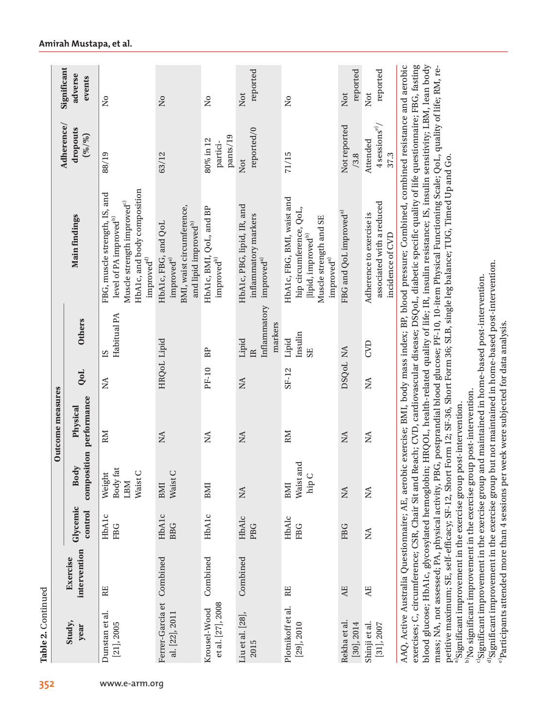**Table 2.** Continued

| Study, year | Exercise intervention | Outcome measures | | | | | Main findings | Adherence/dropouts (%/%) | Significant adverse events |
|---|---|---|---|---|---|---|---|---|---|
| | | Glycemic control | Body composition | Physical performance | QoL | Others | | | |
| Dunstan et al. [21], 2005 | RE | HbA1c FBG | Weight Body fat LBM Waist C | RM | NA | IS Habitual PA | FBG, muscle strength, IS, and level of PA improved[b) ] Muscle strength improved[c)] HbA1c, and body composition improved[d)] | 88/19 | No |
| Ferrer-Garcia et al. [22], 2011 | Combined | HbA1c BBG | BMI Waist C | NA | HRQoL | Lipid | HbA1c, FBG, and QoL improved[a)] BMI, waist circumference, and lipid improved[b)] | 63/12 | No |
| Krousel-Wood et al. [27], 2008 | Combined | HbA1c | BMI | NA | PF-10 | BP | HbA1c, BMI, QoL, and BP improved[b)] | 80% in 12 participants/19 | No |
| Liu et al. [28], 2015 | Combined | HbAlc PBG | NA | NA | NA | Lipid IR Inflammatory markers | HbA1c, PBG, lipid, IR, and inflammatory markers improved[a)] | Not reported/0 | Not reported |
| Plotnikoff et al. [29], 2010 | RE | HbAlc FBG | BMI Waist and hip C | RM | SF-12 | Lipid Insulin SE | HbA1c, FBG, BMI, waist and hip circumference, QoL, \|lipid, improved[b)] Muscle strength and SE improved[a)] | 71/15 | No |
| Rekha et al. [30], 2014 | AE | FBG | NA | NA | DSQoL | NA | FBG and QoL improved[a)] | Not reported /3.8 | Not reported |
| Shinji et al. [31], 2007 | AE | NA | NA | NA | NA | CVD | Adherence to exercise is associated with a reduced incidence of CVD | Attended 4 sessions[e)]/ 37.3 | Not reported |

AAQ, Active Australia Questionnaire; AE, aerobic exercise; BMI, body mass index; BP, blood pressure; Combined, combined resistance and aerobic exercises; C, circumference; CSR, Chair Sit and Reach; CVD, cardiovascular disease; DSQoL, diabetic specific quality of life questionnaire; FBG, fasting blood glucose; HbA1c, glycosylated hemoglobin; HRQOL, health-related quality of life; IR, insulin resistance; IS, insulin sensitivity; LBM, lean body mass; NA, not assessed; PA, physical activity, PBG, postprandial blood glucose; PF-10, 10-item Physical Functioning Scale; QoL, quality of life; RM, repetitive maximum; SE, self-efficacy; SF-12, Short Form 12; SF-36, Short Form 36; SLB, single leg balance; TUG, Timed Up and Go.

[a)]Significant improvement in the exercise group post-intervention.

[b)]No significant improvement in the exercise group post-intervention.

[c)]Significant improvement in the exercise group and maintained in home-based post-intervention.

[d)]Significant improvement in the exercise group but not maintained in home-based post-intervention.

[e)]Participants attended more than 4 sessions per week were subjected for data analysis.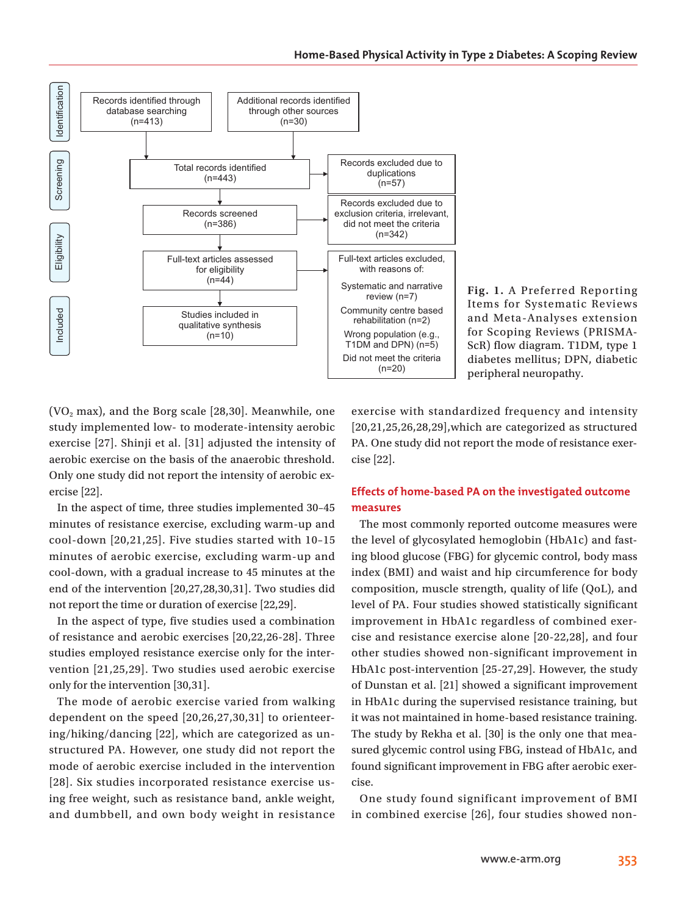**Identification**

- Records identified through database searching (n=413)
- Additional records identified through other sources (n=30)

**Screening**

- Total records identified (n=443)
  - Records excluded due to duplications (n=57)
- Records screened (n=386)
  - Records excluded due to exclusion criteria, irrelevant, did not meet the criteria (n=342)

**Eligibility**

- Full-text articles assessed for eligibility (n=44)
  - Full-text articles excluded, with reasons of:
    - Systematic and narrative review (n=7)
    - Community centre based rehabilitation (n=2)
    - Wrong population (e.g., T1DM and DPN) (n=5)
    - Did not meet the criteria (n=20)

**Included**

- Studies included in qualitative synthesis (n=10)

**Fig. 1.** A Preferred Reporting Items for Systematic Reviews and Meta-Analyses extension for Scoping Reviews (PRISMA-ScR) flow diagram. T1DM, type 1 diabetes mellitus; DPN, diabetic peripheral neuropathy.

($VO_2$ max), and the Borg scale [28,30]. Meanwhile, one study implemented low- to moderate-intensity aerobic exercise [27]. Shinji et al. [31] adjusted the intensity of aerobic exercise on the basis of the anaerobic threshold. Only one study did not report the intensity of aerobic exercise [22].

In the aspect of time, three studies implemented 30–45 minutes of resistance exercise, excluding warm-up and cool-down [20,21,25]. Five studies started with 10–15 minutes of aerobic exercise, excluding warm-up and cool-down, with a gradual increase to 45 minutes at the end of the intervention [20,27,28,30,31]. Two studies did not report the time or duration of exercise [22,29].

In the aspect of type, five studies used a combination of resistance and aerobic exercises [20,22,26-28]. Three studies employed resistance exercise only for the intervention [21,25,29]. Two studies used aerobic exercise only for the intervention [30,31].

The mode of aerobic exercise varied from walking dependent on the speed [20,26,27,30,31] to orienteering/hiking/dancing [22], which are categorized as unstructured PA. However, one study did not report the mode of aerobic exercise included in the intervention [28]. Six studies incorporated resistance exercise using free weight, such as resistance band, ankle weight, and dumbbell, and own body weight in resistance exercise with standardized frequency and intensity [20,21,25,26,28,29],which are categorized as structured PA. One study did not report the mode of resistance exercise [22].

## Effects of home-based PA on the investigated outcome measures

The most commonly reported outcome measures were the level of glycosylated hemoglobin (HbA1c) and fasting blood glucose (FBG) for glycemic control, body mass index (BMI) and waist and hip circumference for body composition, muscle strength, quality of life (QoL), and level of PA. Four studies showed statistically significant improvement in HbA1c regardless of combined exercise and resistance exercise alone [20-22,28], and four other studies showed non-significant improvement in HbA1c post-intervention [25-27,29]. However, the study of Dunstan et al. [21] showed a significant improvement in HbA1c during the supervised resistance training, but it was not maintained in home-based resistance training. The study by Rekha et al. [30] is the only one that measured glycemic control using FBG, instead of HbA1c, and found significant improvement in FBG after aerobic exercise.

One study found significant improvement of BMI in combined exercise [26], four studies showed non-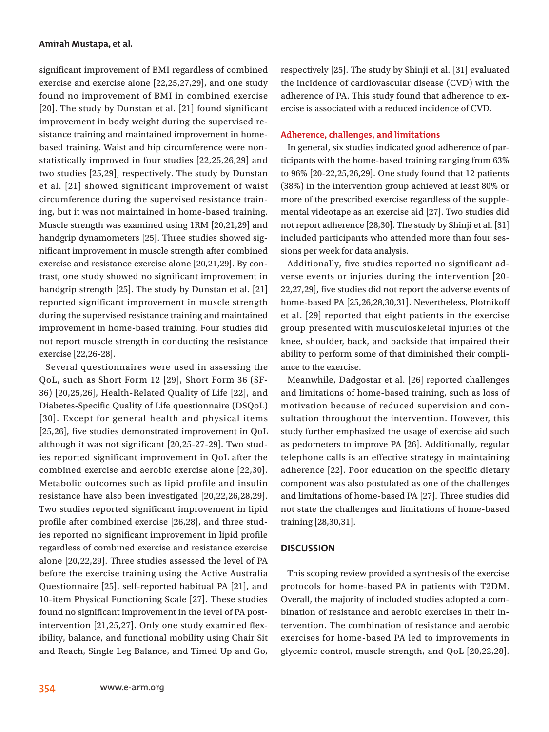significant improvement of BMI regardless of combined exercise and exercise alone [22,25,27,29], and one study found no improvement of BMI in combined exercise [20]. The study by Dunstan et al. [21] found significant improvement in body weight during the supervised resistance training and maintained improvement in home-based training. Waist and hip circumference were non-statistically improved in four studies [22,25,26,29] and two studies [25,29], respectively. The study by Dunstan et al. [21] showed significant improvement of waist circumference during the supervised resistance training, but it was not maintained in home-based training. Muscle strength was examined using 1RM [20,21,29] and handgrip dynamometers [25]. Three studies showed significant improvement in muscle strength after combined exercise and resistance exercise alone [20,21,29]. By contrast, one study showed no significant improvement in handgrip strength [25]. The study by Dunstan et al. [21] reported significant improvement in muscle strength during the supervised resistance training and maintained improvement in home-based training. Four studies did not report muscle strength in conducting the resistance exercise [22,26-28].

Several questionnaires were used in assessing the QoL, such as Short Form 12 [29], Short Form 36 (SF-36) [20,25,26], Health-Related Quality of Life [22], and Diabetes-Specific Quality of Life questionnaire (DSQoL) [30]. Except for general health and physical items [25,26], five studies demonstrated improvement in QoL although it was not significant [20,25-27-29]. Two studies reported significant improvement in QoL after the combined exercise and aerobic exercise alone [22,30]. Metabolic outcomes such as lipid profile and insulin resistance have also been investigated [20,22,26,28,29]. Two studies reported significant improvement in lipid profile after combined exercise [26,28], and three studies reported no significant improvement in lipid profile regardless of combined exercise and resistance exercise alone [20,22,29]. Three studies assessed the level of PA before the exercise training using the Active Australia Questionnaire [25], self-reported habitual PA [21], and 10-item Physical Functioning Scale [27]. These studies found no significant improvement in the level of PA post-intervention [21,25,27]. Only one study examined flexibility, balance, and functional mobility using Chair Sit and Reach, Single Leg Balance, and Timed Up and Go, respectively [25]. The study by Shinji et al. [31] evaluated the incidence of cardiovascular disease (CVD) with the adherence of PA. This study found that adherence to exercise is associated with a reduced incidence of CVD.

### Adherence, challenges, and limitations

In general, six studies indicated good adherence of participants with the home-based training ranging from 63% to 96% [20-22,25,26,29]. One study found that 12 patients (38%) in the intervention group achieved at least 80% or more of the prescribed exercise regardless of the supplemental videotape as an exercise aid [27]. Two studies did not report adherence [28,30]. The study by Shinji et al. [31] included participants who attended more than four sessions per week for data analysis.

Additionally, five studies reported no significant adverse events or injuries during the intervention [20-22,27,29], five studies did not report the adverse events of home-based PA [25,26,28,30,31]. Nevertheless, Plotnikoff et al. [29] reported that eight patients in the exercise group presented with musculoskeletal injuries of the knee, shoulder, back, and backside that impaired their ability to perform some of that diminished their compliance to the exercise.

Meanwhile, Dadgostar et al. [26] reported challenges and limitations of home-based training, such as loss of motivation because of reduced supervision and consultation throughout the intervention. However, this study further emphasized the usage of exercise aid such as pedometers to improve PA [26]. Additionally, regular telephone calls is an effective strategy in maintaining adherence [22]. Poor education on the specific dietary component was also postulated as one of the challenges and limitations of home-based PA [27]. Three studies did not state the challenges and limitations of home-based training [28,30,31].

## DISCUSSION

This scoping review provided a synthesis of the exercise protocols for home-based PA in patients with T2DM. Overall, the majority of included studies adopted a combination of resistance and aerobic exercises in their intervention. The combination of resistance and aerobic exercises for home-based PA led to improvements in glycemic control, muscle strength, and QoL [20,22,28].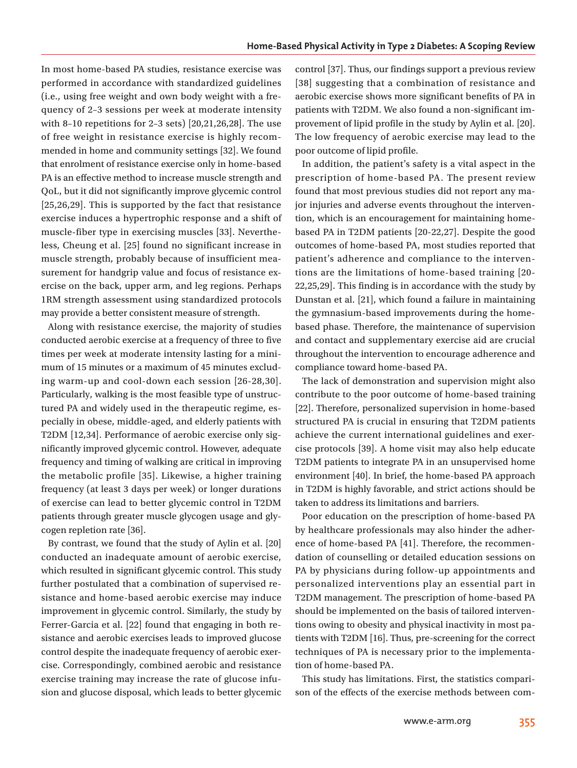In most home-based PA studies, resistance exercise was performed in accordance with standardized guidelines (i.e., using free weight and own body weight with a frequency of 2–3 sessions per week at moderate intensity with 8–10 repetitions for 2–3 sets) [20,21,26,28]. The use of free weight in resistance exercise is highly recommended in home and community settings [32]. We found that enrolment of resistance exercise only in home-based PA is an effective method to increase muscle strength and QoL, but it did not significantly improve glycemic control [25,26,29]. This is supported by the fact that resistance exercise induces a hypertrophic response and a shift of muscle-fiber type in exercising muscles [33]. Nevertheless, Cheung et al. [25] found no significant increase in muscle strength, probably because of insufficient measurement for handgrip value and focus of resistance exercise on the back, upper arm, and leg regions. Perhaps 1RM strength assessment using standardized protocols may provide a better consistent measure of strength.

Along with resistance exercise, the majority of studies conducted aerobic exercise at a frequency of three to five times per week at moderate intensity lasting for a minimum of 15 minutes or a maximum of 45 minutes excluding warm-up and cool-down each session [26-28,30]. Particularly, walking is the most feasible type of unstructured PA and widely used in the therapeutic regime, especially in obese, middle-aged, and elderly patients with T2DM [12,34]. Performance of aerobic exercise only significantly improved glycemic control. However, adequate frequency and timing of walking are critical in improving the metabolic profile [35]. Likewise, a higher training frequency (at least 3 days per week) or longer durations of exercise can lead to better glycemic control in T2DM patients through greater muscle glycogen usage and glycogen repletion rate [36].

By contrast, we found that the study of Aylin et al. [20] conducted an inadequate amount of aerobic exercise, which resulted in significant glycemic control. This study further postulated that a combination of supervised resistance and home-based aerobic exercise may induce improvement in glycemic control. Similarly, the study by Ferrer-Garcia et al. [22] found that engaging in both resistance and aerobic exercises leads to improved glucose control despite the inadequate frequency of aerobic exercise. Correspondingly, combined aerobic and resistance exercise training may increase the rate of glucose infusion and glucose disposal, which leads to better glycemic control [37]. Thus, our findings support a previous review [38] suggesting that a combination of resistance and aerobic exercise shows more significant benefits of PA in patients with T2DM. We also found a non-significant improvement of lipid profile in the study by Aylin et al. [20]. The low frequency of aerobic exercise may lead to the poor outcome of lipid profile.

In addition, the patient's safety is a vital aspect in the prescription of home-based PA. The present review found that most previous studies did not report any major injuries and adverse events throughout the intervention, which is an encouragement for maintaining home-based PA in T2DM patients [20-22,27]. Despite the good outcomes of home-based PA, most studies reported that patient's adherence and compliance to the interventions are the limitations of home-based training [20-22,25,29]. This finding is in accordance with the study by Dunstan et al. [21], which found a failure in maintaining the gymnasium-based improvements during the home-based phase. Therefore, the maintenance of supervision and contact and supplementary exercise aid are crucial throughout the intervention to encourage adherence and compliance toward home-based PA.

The lack of demonstration and supervision might also contribute to the poor outcome of home-based training [22]. Therefore, personalized supervision in home-based structured PA is crucial in ensuring that T2DM patients achieve the current international guidelines and exercise protocols [39]. A home visit may also help educate T2DM patients to integrate PA in an unsupervised home environment [40]. In brief, the home-based PA approach in T2DM is highly favorable, and strict actions should be taken to address its limitations and barriers.

Poor education on the prescription of home-based PA by healthcare professionals may also hinder the adherence of home-based PA [41]. Therefore, the recommendation of counselling or detailed education sessions on PA by physicians during follow-up appointments and personalized interventions play an essential part in T2DM management. The prescription of home-based PA should be implemented on the basis of tailored interventions owing to obesity and physical inactivity in most patients with T2DM [16]. Thus, pre-screening for the correct techniques of PA is necessary prior to the implementation of home-based PA.

This study has limitations. First, the statistics comparison of the effects of the exercise methods between com-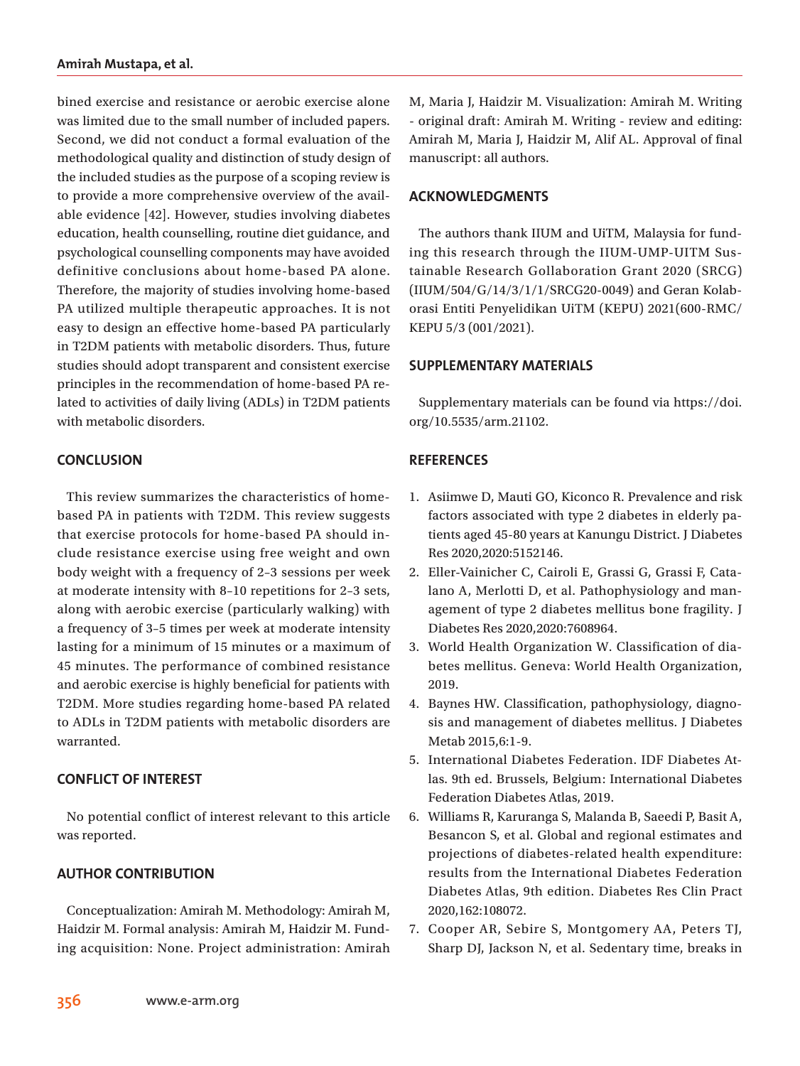bined exercise and resistance or aerobic exercise alone was limited due to the small number of included papers. Second, we did not conduct a formal evaluation of the methodological quality and distinction of study design of the included studies as the purpose of a scoping review is to provide a more comprehensive overview of the available evidence [42]. However, studies involving diabetes education, health counselling, routine diet guidance, and psychological counselling components may have avoided definitive conclusions about home-based PA alone. Therefore, the majority of studies involving home-based PA utilized multiple therapeutic approaches. It is not easy to design an effective home-based PA particularly in T2DM patients with metabolic disorders. Thus, future studies should adopt transparent and consistent exercise principles in the recommendation of home-based PA related to activities of daily living (ADLs) in T2DM patients with metabolic disorders.

## CONCLUSION

This review summarizes the characteristics of home-based PA in patients with T2DM. This review suggests that exercise protocols for home-based PA should include resistance exercise using free weight and own body weight with a frequency of 2–3 sessions per week at moderate intensity with 8–10 repetitions for 2–3 sets, along with aerobic exercise (particularly walking) with a frequency of 3–5 times per week at moderate intensity lasting for a minimum of 15 minutes or a maximum of 45 minutes. The performance of combined resistance and aerobic exercise is highly beneficial for patients with T2DM. More studies regarding home-based PA related to ADLs in T2DM patients with metabolic disorders are warranted.

## CONFLICT OF INTEREST

No potential conflict of interest relevant to this article was reported.

## AUTHOR CONTRIBUTION

Conceptualization: Amirah M. Methodology: Amirah M, Haidzir M. Formal analysis: Amirah M, Haidzir M. Funding acquisition: None. Project administration: Amirah M, Maria J, Haidzir M. Visualization: Amirah M. Writing - original draft: Amirah M. Writing - review and editing: Amirah M, Maria J, Haidzir M, Alif AL. Approval of final manuscript: all authors.

## ACKNOWLEDGMENTS

The authors thank IIUM and UiTM, Malaysia for funding this research through the IIUM-UMP-UITM Sustainable Research Gollaboration Grant 2020 (SRCG) (IIUM/504/G/14/3/1/1/SRCG20-0049) and Geran Kolaborasi Entiti Penyelidikan UiTM (KEPU) 2021(600-RMC/KEPU 5/3 (001/2021).

## SUPPLEMENTARY MATERIALS

Supplementary materials can be found via https://doi.org/10.5535/arm.21102.

## REFERENCES

1. Asiimwe D, Mauti GO, Kiconco R. Prevalence and risk factors associated with type 2 diabetes in elderly patients aged 45-80 years at Kanungu District. J Diabetes Res 2020,2020:5152146.
2. Eller-Vainicher C, Cairoli E, Grassi G, Grassi F, Catalano A, Merlotti D, et al. Pathophysiology and management of type 2 diabetes mellitus bone fragility. J Diabetes Res 2020,2020:7608964.
3. World Health Organization W. Classification of diabetes mellitus. Geneva: World Health Organization, 2019.
4. Baynes HW. Classification, pathophysiology, diagnosis and management of diabetes mellitus. J Diabetes Metab 2015,6:1-9.
5. International Diabetes Federation. IDF Diabetes Atlas. 9th ed. Brussels, Belgium: International Diabetes Federation Diabetes Atlas, 2019.
6. Williams R, Karuranga S, Malanda B, Saeedi P, Basit A, Besancon S, et al. Global and regional estimates and projections of diabetes-related health expenditure: results from the International Diabetes Federation Diabetes Atlas, 9th edition. Diabetes Res Clin Pract 2020,162:108072.
7. Cooper AR, Sebire S, Montgomery AA, Peters TJ, Sharp DJ, Jackson N, et al. Sedentary time, breaks in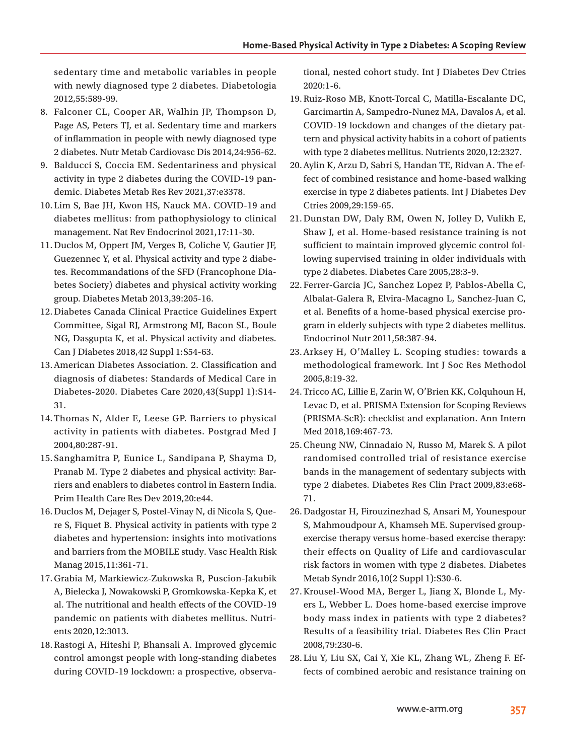sedentary time and metabolic variables in people with newly diagnosed type 2 diabetes. Diabetologia 2012,55:589-99.

8. Falconer CL, Cooper AR, Walhin JP, Thompson D, Page AS, Peters TJ, et al. Sedentary time and markers of inflammation in people with newly diagnosed type 2 diabetes. Nutr Metab Cardiovasc Dis 2014,24:956-62.
9. Balducci S, Coccia EM. Sedentariness and physical activity in type 2 diabetes during the COVID-19 pandemic. Diabetes Metab Res Rev 2021,37:e3378.
10. Lim S, Bae JH, Kwon HS, Nauck MA. COVID-19 and diabetes mellitus: from pathophysiology to clinical management. Nat Rev Endocrinol 2021,17:11-30.
11. Duclos M, Oppert JM, Verges B, Coliche V, Gautier JF, Guezennec Y, et al. Physical activity and type 2 diabetes. Recommandations of the SFD (Francophone Diabetes Society) diabetes and physical activity working group. Diabetes Metab 2013,39:205-16.
12. Diabetes Canada Clinical Practice Guidelines Expert Committee, Sigal RJ, Armstrong MJ, Bacon SL, Boule NG, Dasgupta K, et al. Physical activity and diabetes. Can J Diabetes 2018,42 Suppl 1:S54-63.
13. American Diabetes Association. 2. Classification and diagnosis of diabetes: Standards of Medical Care in Diabetes-2020. Diabetes Care 2020,43(Suppl 1):S14-31.
14. Thomas N, Alder E, Leese GP. Barriers to physical activity in patients with diabetes. Postgrad Med J 2004,80:287-91.
15. Sanghamitra P, Eunice L, Sandipana P, Shayma D, Pranab M. Type 2 diabetes and physical activity: Barriers and enablers to diabetes control in Eastern India. Prim Health Care Res Dev 2019,20:e44.
16. Duclos M, Dejager S, Postel-Vinay N, di Nicola S, Quere S, Fiquet B. Physical activity in patients with type 2 diabetes and hypertension: insights into motivations and barriers from the MOBILE study. Vasc Health Risk Manag 2015,11:361-71.
17. Grabia M, Markiewicz-Zukowska R, Puscion-Jakubik A, Bielecka J, Nowakowski P, Gromkowska-Kepka K, et al. The nutritional and health effects of the COVID-19 pandemic on patients with diabetes mellitus. Nutrients 2020,12:3013.
18. Rastogi A, Hiteshi P, Bhansali A. Improved glycemic control amongst people with long-standing diabetes during COVID-19 lockdown: a prospective, observational, nested cohort study. Int J Diabetes Dev Ctries 2020:1-6.
19. Ruiz-Roso MB, Knott-Torcal C, Matilla-Escalante DC, Garcimartin A, Sampedro-Nunez MA, Davalos A, et al. COVID-19 lockdown and changes of the dietary pattern and physical activity habits in a cohort of patients with type 2 diabetes mellitus. Nutrients 2020,12:2327.
20. Aylin K, Arzu D, Sabri S, Handan TE, Ridvan A. The effect of combined resistance and home-based walking exercise in type 2 diabetes patients. Int J Diabetes Dev Ctries 2009,29:159-65.
21. Dunstan DW, Daly RM, Owen N, Jolley D, Vulikh E, Shaw J, et al. Home-based resistance training is not sufficient to maintain improved glycemic control following supervised training in older individuals with type 2 diabetes. Diabetes Care 2005,28:3-9.
22. Ferrer-Garcia JC, Sanchez Lopez P, Pablos-Abella C, Albalat-Galera R, Elvira-Macagno L, Sanchez-Juan C, et al. Benefits of a home-based physical exercise program in elderly subjects with type 2 diabetes mellitus. Endocrinol Nutr 2011,58:387-94.
23. Arksey H, O'Malley L. Scoping studies: towards a methodological framework. Int J Soc Res Methodol 2005,8:19-32.
24. Tricco AC, Lillie E, Zarin W, O'Brien KK, Colquhoun H, Levac D, et al. PRISMA Extension for Scoping Reviews (PRISMA-ScR): checklist and explanation. Ann Intern Med 2018,169:467-73.
25. Cheung NW, Cinnadaio N, Russo M, Marek S. A pilot randomised controlled trial of resistance exercise bands in the management of sedentary subjects with type 2 diabetes. Diabetes Res Clin Pract 2009,83:e68-71.
26. Dadgostar H, Firouzinezhad S, Ansari M, Younespour S, Mahmoudpour A, Khamseh ME. Supervised group-exercise therapy versus home-based exercise therapy: their effects on Quality of Life and cardiovascular risk factors in women with type 2 diabetes. Diabetes Metab Syndr 2016,10(2 Suppl 1):S30-6.
27. Krousel-Wood MA, Berger L, Jiang X, Blonde L, Myers L, Webber L. Does home-based exercise improve body mass index in patients with type 2 diabetes? Results of a feasibility trial. Diabetes Res Clin Pract 2008,79:230-6.
28. Liu Y, Liu SX, Cai Y, Xie KL, Zhang WL, Zheng F. Effects of combined aerobic and resistance training on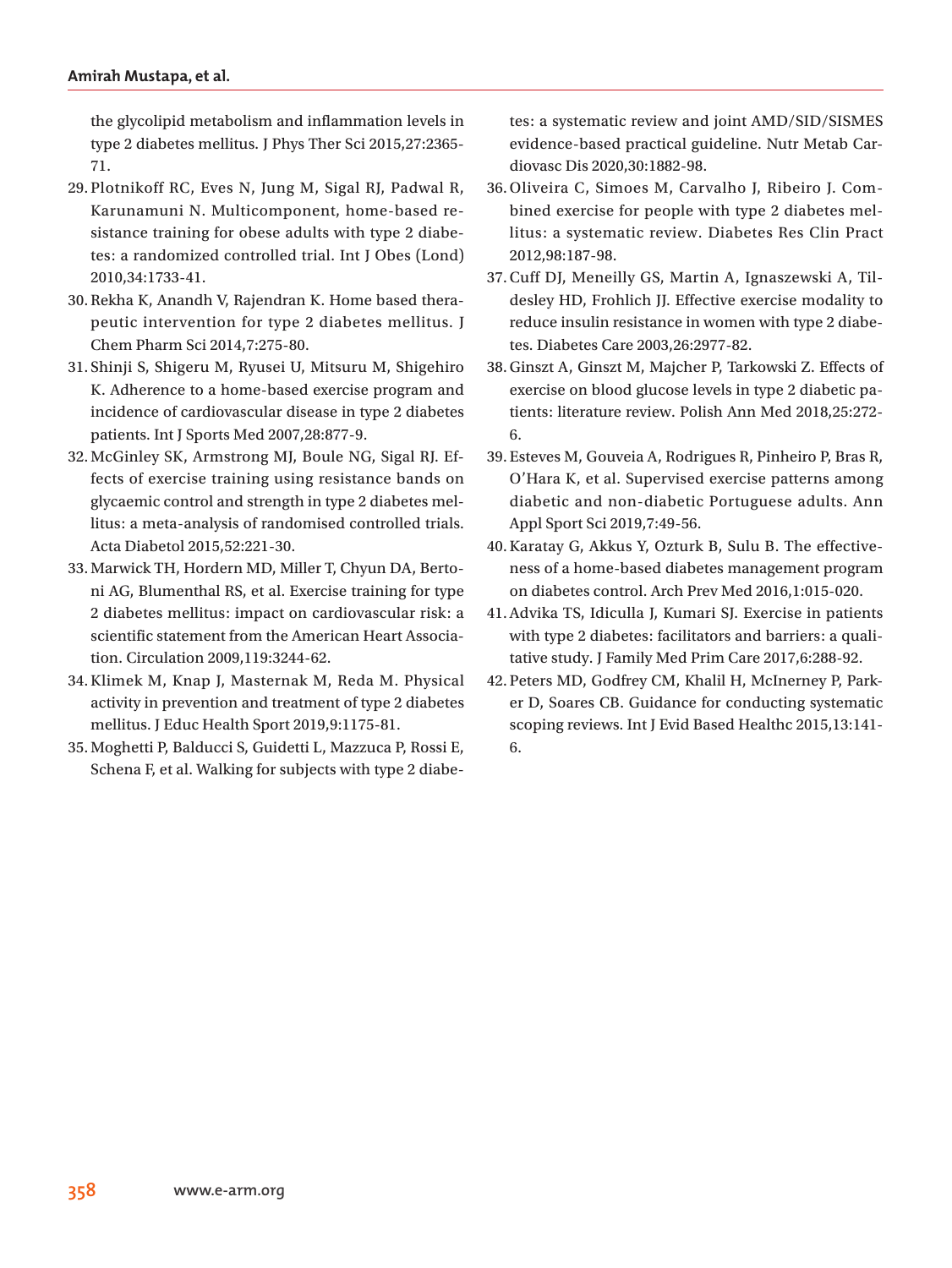the glycolipid metabolism and inflammation levels in type 2 diabetes mellitus. J Phys Ther Sci 2015,27:2365-71.

29. Plotnikoff RC, Eves N, Jung M, Sigal RJ, Padwal R, Karunamuni N. Multicomponent, home-based resistance training for obese adults with type 2 diabetes: a randomized controlled trial. Int J Obes (Lond) 2010,34:1733-41.
30. Rekha K, Anandh V, Rajendran K. Home based therapeutic intervention for type 2 diabetes mellitus. J Chem Pharm Sci 2014,7:275-80.
31. Shinji S, Shigeru M, Ryusei U, Mitsuru M, Shigehiro K. Adherence to a home-based exercise program and incidence of cardiovascular disease in type 2 diabetes patients. Int J Sports Med 2007,28:877-9.
32. McGinley SK, Armstrong MJ, Boule NG, Sigal RJ. Effects of exercise training using resistance bands on glycaemic control and strength in type 2 diabetes mellitus: a meta-analysis of randomised controlled trials. Acta Diabetol 2015,52:221-30.
33. Marwick TH, Hordern MD, Miller T, Chyun DA, Bertoni AG, Blumenthal RS, et al. Exercise training for type 2 diabetes mellitus: impact on cardiovascular risk: a scientific statement from the American Heart Association. Circulation 2009,119:3244-62.
34. Klimek M, Knap J, Masternak M, Reda M. Physical activity in prevention and treatment of type 2 diabetes mellitus. J Educ Health Sport 2019,9:1175-81.
35. Moghetti P, Balducci S, Guidetti L, Mazzuca P, Rossi E, Schena F, et al. Walking for subjects with type 2 diabetes: a systematic review and joint AMD/SID/SISMES evidence-based practical guideline. Nutr Metab Cardiovasc Dis 2020,30:1882-98.
36. Oliveira C, Simoes M, Carvalho J, Ribeiro J. Combined exercise for people with type 2 diabetes mellitus: a systematic review. Diabetes Res Clin Pract 2012,98:187-98.
37. Cuff DJ, Meneilly GS, Martin A, Ignaszewski A, Tildesley HD, Frohlich JJ. Effective exercise modality to reduce insulin resistance in women with type 2 diabetes. Diabetes Care 2003,26:2977-82.
38. Ginszt A, Ginszt M, Majcher P, Tarkowski Z. Effects of exercise on blood glucose levels in type 2 diabetic patients: literature review. Polish Ann Med 2018,25:272-6.
39. Esteves M, Gouveia A, Rodrigues R, Pinheiro P, Bras R, O'Hara K, et al. Supervised exercise patterns among diabetic and non-diabetic Portuguese adults. Ann Appl Sport Sci 2019,7:49-56.
40. Karatay G, Akkus Y, Ozturk B, Sulu B. The effectiveness of a home-based diabetes management program on diabetes control. Arch Prev Med 2016,1:015-020.
41. Advika TS, Idiculla J, Kumari SJ. Exercise in patients with type 2 diabetes: facilitators and barriers: a qualitative study. J Family Med Prim Care 2017,6:288-92.
42. Peters MD, Godfrey CM, Khalil H, McInerney P, Parker D, Soares CB. Guidance for conducting systematic scoping reviews. Int J Evid Based Healthc 2015,13:141-6.